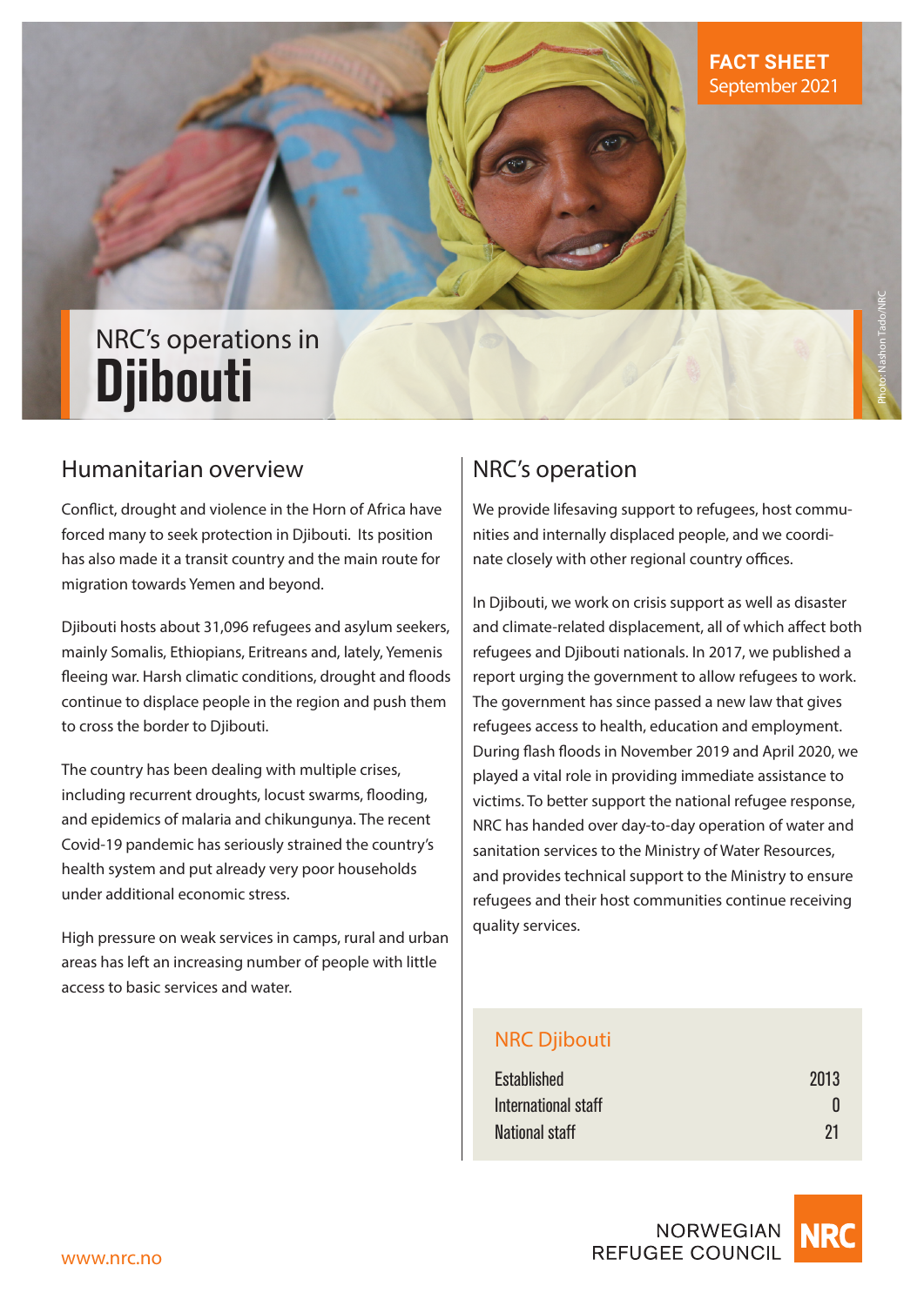FACT SHEET
September 2021

# NRC's operations in Djibouti

Photo: Nashon Tado/NRC

## Humanitarian overview

Conflict, drought and violence in the Horn of Africa have forced many to seek protection in Djibouti. Its position has also made it a transit country and the main route for migration towards Yemen and beyond.

Djibouti hosts about 31,096 refugees and asylum seekers, mainly Somalis, Ethiopians, Eritreans and, lately, Yemenis fleeing war. Harsh climatic conditions, drought and floods continue to displace people in the region and push them to cross the border to Djibouti.

The country has been dealing with multiple crises, including recurrent droughts, locust swarms, flooding, and epidemics of malaria and chikungunya. The recent Covid-19 pandemic has seriously strained the country's health system and put already very poor households under additional economic stress.

High pressure on weak services in camps, rural and urban areas has left an increasing number of people with little access to basic services and water.

## NRC's operation

We provide lifesaving support to refugees, host communities and internally displaced people, and we coordinate closely with other regional country offices.

In Djibouti, we work on crisis support as well as disaster and climate-related displacement, all of which affect both refugees and Djibouti nationals. In 2017, we published a report urging the government to allow refugees to work. The government has since passed a new law that gives refugees access to health, education and employment. During flash floods in November 2019 and April 2020, we played a vital role in providing immediate assistance to victims. To better support the national refugee response, NRC has handed over day-to-day operation of water and sanitation services to the Ministry of Water Resources, and provides technical support to the Ministry to ensure refugees and their host communities continue receiving quality services.

### NRC Djibouti

| | |
|---|---|
| Established | 2013 |
| International staff | 0 |
| National staff | 21 |

NORWEGIAN REFUGEE COUNCIL

www.nrc.no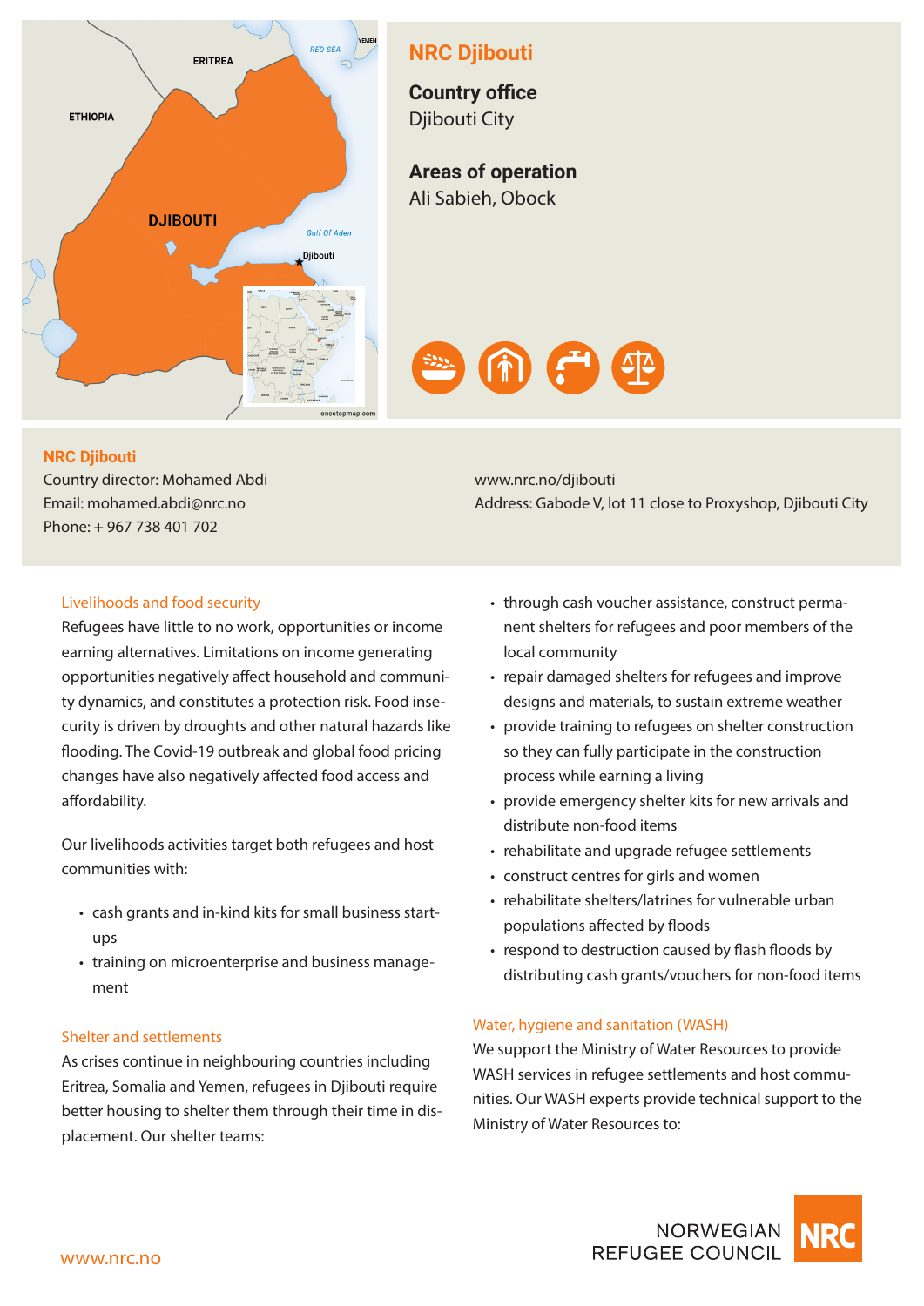## NRC Djibouti

**Country office**
Djibouti City

**Areas of operation**
Ali Sabieh, Obock

**NRC Djibouti**
Country director: Mohamed Abdi
Email: mohamed.abdi@nrc.no
Phone: + 967 738 401 702

www.nrc.no/djibouti
Address: Gabode V, lot 11 close to Proxyshop, Djibouti City

### Livelihoods and food security

Refugees have little to no work, opportunities or income earning alternatives. Limitations on income generating opportunities negatively affect household and community dynamics, and constitutes a protection risk. Food insecurity is driven by droughts and other natural hazards like flooding. The Covid-19 outbreak and global food pricing changes have also negatively affected food access and affordability.

Our livelihoods activities target both refugees and host communities with:

- cash grants and in-kind kits for small business start-ups
- training on microenterprise and business management

### Shelter and settlements

As crises continue in neighbouring countries including Eritrea, Somalia and Yemen, refugees in Djibouti require better housing to shelter them through their time in displacement. Our shelter teams:

- through cash voucher assistance, construct permanent shelters for refugees and poor members of the local community
- repair damaged shelters for refugees and improve designs and materials, to sustain extreme weather
- provide training to refugees on shelter construction so they can fully participate in the construction process while earning a living
- provide emergency shelter kits for new arrivals and distribute non-food items
- rehabilitate and upgrade refugee settlements
- construct centres for girls and women
- rehabilitate shelters/latrines for vulnerable urban populations affected by floods
- respond to destruction caused by flash floods by distributing cash grants/vouchers for non-food items

### Water, hygiene and sanitation (WASH)

We support the Ministry of Water Resources to provide WASH services in refugee settlements and host communities. Our WASH experts provide technical support to the Ministry of Water Resources to: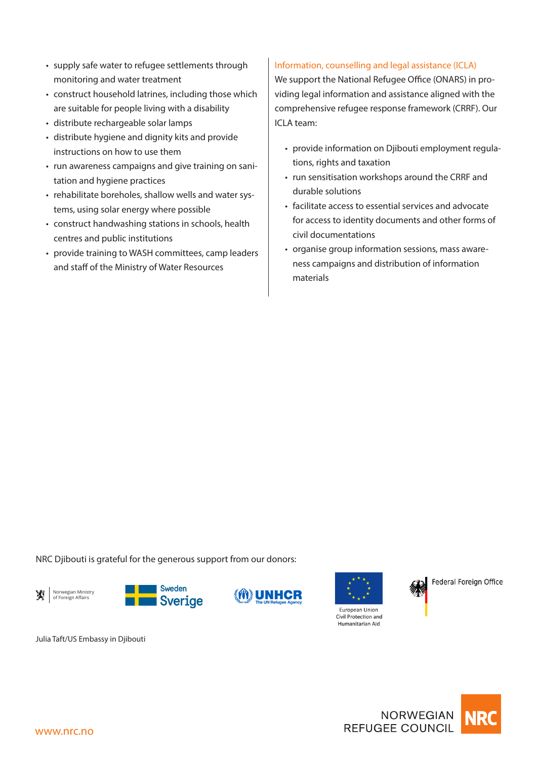- supply safe water to refugee settlements through monitoring and water treatment
- construct household latrines, including those which are suitable for people living with a disability
- distribute rechargeable solar lamps
- distribute hygiene and dignity kits and provide instructions on how to use them
- run awareness campaigns and give training on sanitation and hygiene practices
- rehabilitate boreholes, shallow wells and water systems, using solar energy where possible
- construct handwashing stations in schools, health centres and public institutions
- provide training to WASH committees, camp leaders and staff of the Ministry of Water Resources

### Information, counselling and legal assistance (ICLA)

We support the National Refugee Office (ONARS) in providing legal information and assistance aligned with the comprehensive refugee response framework (CRRF). Our ICLA team:

- provide information on Djibouti employment regulations, rights and taxation
- run sensitisation workshops around the CRRF and durable solutions
- facilitate access to essential services and advocate for access to identity documents and other forms of civil documentations
- organise group information sessions, mass awareness campaigns and distribution of information materials

NRC Djibouti is grateful for the generous support from our donors:

Norwegian Ministry of Foreign Affairs

Sweden Sverige

UNHCR The UN Refugee Agency

European Union Civil Protection and Humanitarian Aid

Federal Foreign Office

Julia Taft/US Embassy in Djibouti

www.nrc.no

NORWEGIAN REFUGEE COUNCIL NRC